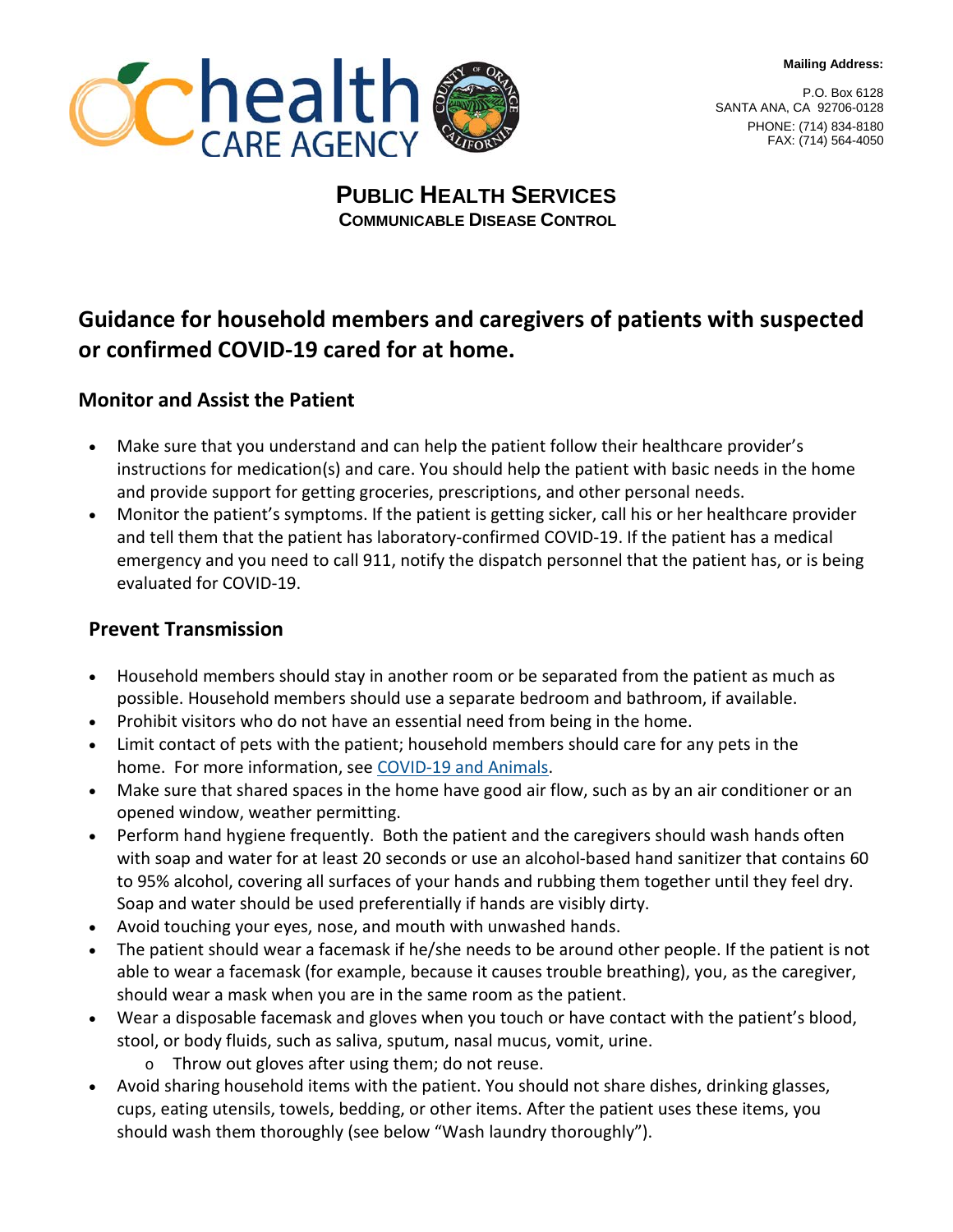Mailing Address:

P.O. Box 6128
SANTA ANA, CA 92706-0128
PHONE: (714) 834-8180
FAX: (714) 564-4050

**PUBLIC HEALTH SERVICES**
**COMMUNICABLE DISEASE CONTROL**

# Guidance for household members and caregivers of patients with suspected or confirmed COVID-19 cared for at home.

## Monitor and Assist the Patient

- Make sure that you understand and can help the patient follow their healthcare provider's instructions for medication(s) and care. You should help the patient with basic needs in the home and provide support for getting groceries, prescriptions, and other personal needs.
- Monitor the patient's symptoms. If the patient is getting sicker, call his or her healthcare provider and tell them that the patient has laboratory-confirmed COVID-19. If the patient has a medical emergency and you need to call 911, notify the dispatch personnel that the patient has, or is being evaluated for COVID-19.

## Prevent Transmission

- Household members should stay in another room or be separated from the patient as much as possible. Household members should use a separate bedroom and bathroom, if available.
- Prohibit visitors who do not have an essential need from being in the home.
- Limit contact of pets with the patient; household members should care for any pets in the home. For more information, see COVID-19 and Animals.
- Make sure that shared spaces in the home have good air flow, such as by an air conditioner or an opened window, weather permitting.
- Perform hand hygiene frequently. Both the patient and the caregivers should wash hands often with soap and water for at least 20 seconds or use an alcohol-based hand sanitizer that contains 60 to 95% alcohol, covering all surfaces of your hands and rubbing them together until they feel dry. Soap and water should be used preferentially if hands are visibly dirty.
- Avoid touching your eyes, nose, and mouth with unwashed hands.
- The patient should wear a facemask if he/she needs to be around other people. If the patient is not able to wear a facemask (for example, because it causes trouble breathing), you, as the caregiver, should wear a mask when you are in the same room as the patient.
- Wear a disposable facemask and gloves when you touch or have contact with the patient's blood, stool, or body fluids, such as saliva, sputum, nasal mucus, vomit, urine.
  - Throw out gloves after using them; do not reuse.
- Avoid sharing household items with the patient. You should not share dishes, drinking glasses, cups, eating utensils, towels, bedding, or other items. After the patient uses these items, you should wash them thoroughly (see below "Wash laundry thoroughly").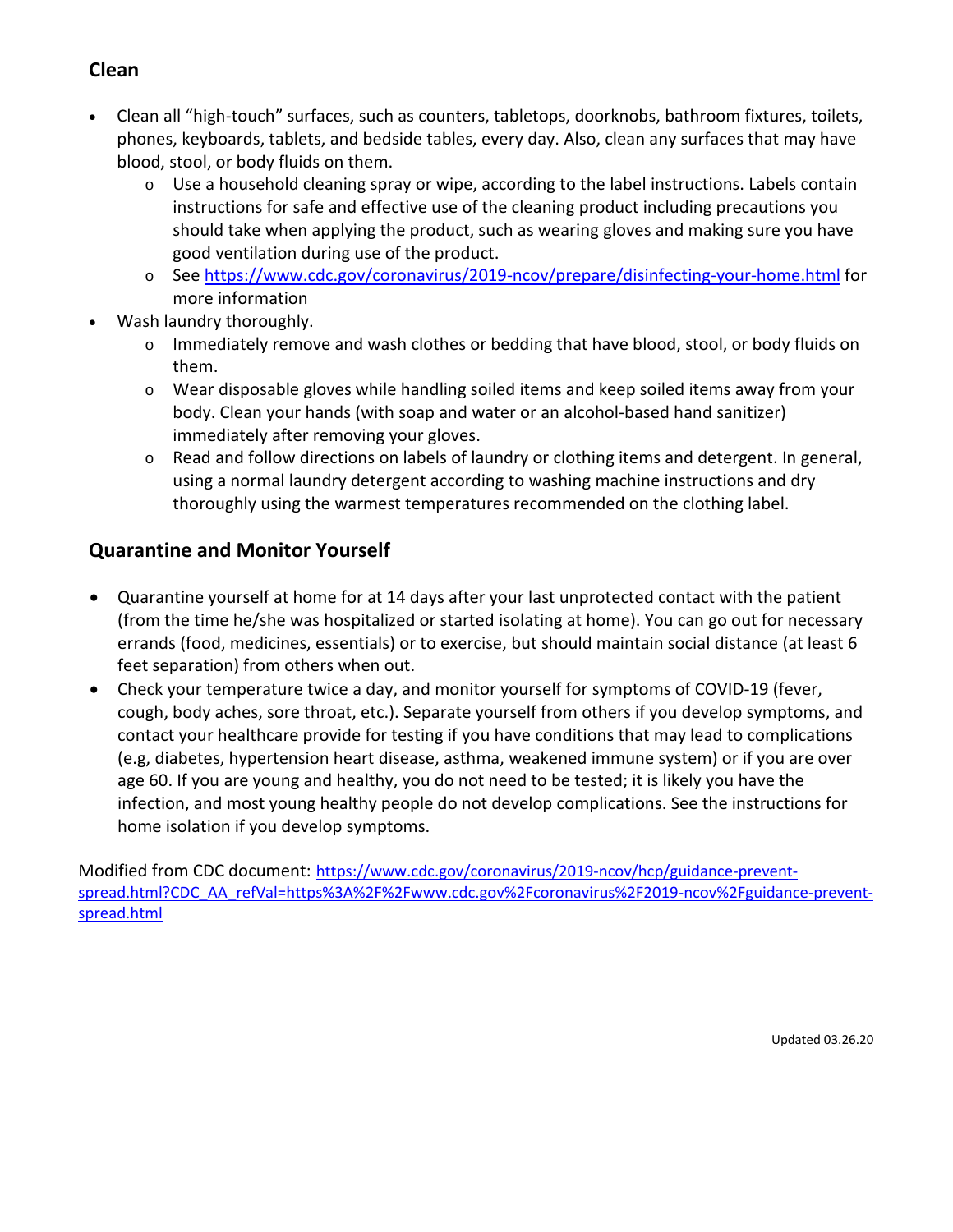## Clean

- Clean all "high-touch" surfaces, such as counters, tabletops, doorknobs, bathroom fixtures, toilets, phones, keyboards, tablets, and bedside tables, every day. Also, clean any surfaces that may have blood, stool, or body fluids on them.
  - Use a household cleaning spray or wipe, according to the label instructions. Labels contain instructions for safe and effective use of the cleaning product including precautions you should take when applying the product, such as wearing gloves and making sure you have good ventilation during use of the product.
  - See https://www.cdc.gov/coronavirus/2019-ncov/prepare/disinfecting-your-home.html for more information
- Wash laundry thoroughly.
  - Immediately remove and wash clothes or bedding that have blood, stool, or body fluids on them.
  - Wear disposable gloves while handling soiled items and keep soiled items away from your body. Clean your hands (with soap and water or an alcohol-based hand sanitizer) immediately after removing your gloves.
  - Read and follow directions on labels of laundry or clothing items and detergent. In general, using a normal laundry detergent according to washing machine instructions and dry thoroughly using the warmest temperatures recommended on the clothing label.

## Quarantine and Monitor Yourself

- Quarantine yourself at home for at 14 days after your last unprotected contact with the patient (from the time he/she was hospitalized or started isolating at home). You can go out for necessary errands (food, medicines, essentials) or to exercise, but should maintain social distance (at least 6 feet separation) from others when out.
- Check your temperature twice a day, and monitor yourself for symptoms of COVID-19 (fever, cough, body aches, sore throat, etc.). Separate yourself from others if you develop symptoms, and contact your healthcare provide for testing if you have conditions that may lead to complications (e.g, diabetes, hypertension heart disease, asthma, weakened immune system) or if you are over age 60. If you are young and healthy, you do not need to be tested; it is likely you have the infection, and most young healthy people do not develop complications. See the instructions for home isolation if you develop symptoms.

Modified from CDC document: https://www.cdc.gov/coronavirus/2019-ncov/hcp/guidance-prevent-spread.html?CDC_AA_refVal=https%3A%2F%2Fwww.cdc.gov%2Fcoronavirus%2F2019-ncov%2Fguidance-prevent-spread.html

Updated 03.26.20